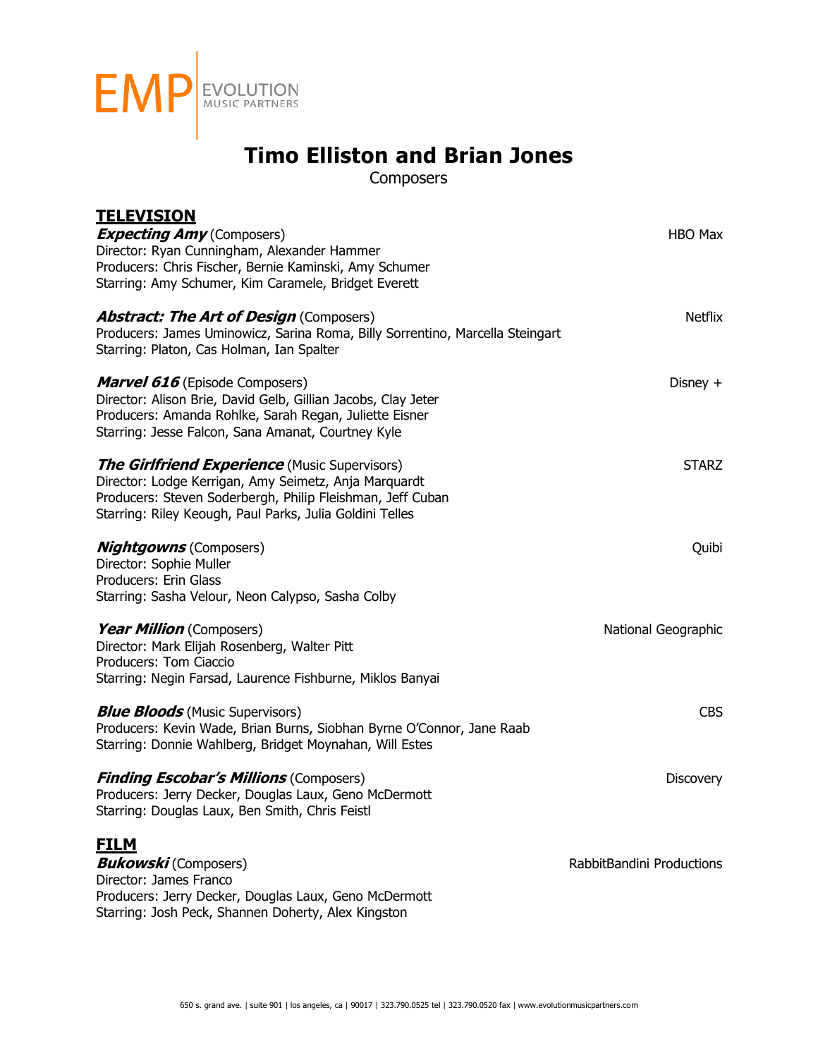EMP | EVOLUTION MUSIC PARTNERS

# Timo Elliston and Brian Jones

Composers

## TELEVISION

***Expecting Amy*** (Composers) — HBO Max
Director: Ryan Cunningham, Alexander Hammer
Producers: Chris Fischer, Bernie Kaminski, Amy Schumer
Starring: Amy Schumer, Kim Caramele, Bridget Everett

***Abstract: The Art of Design*** (Composers) — Netflix
Producers: James Uminowicz, Sarina Roma, Billy Sorrentino, Marcella Steingart
Starring: Platon, Cas Holman, Ian Spalter

***Marvel 616*** (Episode Composers) — Disney +
Director: Alison Brie, David Gelb, Gillian Jacobs, Clay Jeter
Producers: Amanda Rohlke, Sarah Regan, Juliette Eisner
Starring: Jesse Falcon, Sana Amanat, Courtney Kyle

***The Girlfriend Experience*** (Music Supervisors) — STARZ
Director: Lodge Kerrigan, Amy Seimetz, Anja Marquardt
Producers: Steven Soderbergh, Philip Fleishman, Jeff Cuban
Starring: Riley Keough, Paul Parks, Julia Goldini Telles

***Nightgowns*** (Composers) — Quibi
Director: Sophie Muller
Producers: Erin Glass
Starring: Sasha Velour, Neon Calypso, Sasha Colby

***Year Million*** (Composers) — National Geographic
Director: Mark Elijah Rosenberg, Walter Pitt
Producers: Tom Ciaccio
Starring: Negin Farsad, Laurence Fishburne, Miklos Banyai

***Blue Bloods*** (Music Supervisors) — CBS
Producers: Kevin Wade, Brian Burns, Siobhan Byrne O'Connor, Jane Raab
Starring: Donnie Wahlberg, Bridget Moynahan, Will Estes

***Finding Escobar's Millions*** (Composers) — Discovery
Producers: Jerry Decker, Douglas Laux, Geno McDermott
Starring: Douglas Laux, Ben Smith, Chris Feistl

## FILM

***Bukowski*** (Composers) — RabbitBandini Productions
Director: James Franco
Producers: Jerry Decker, Douglas Laux, Geno McDermott
Starring: Josh Peck, Shannen Doherty, Alex Kingston

650 s. grand ave. | suite 901 | los angeles, ca | 90017 | 323.790.0525 tel | 323.790.0520 fax | www.evolutionmusicpartners.com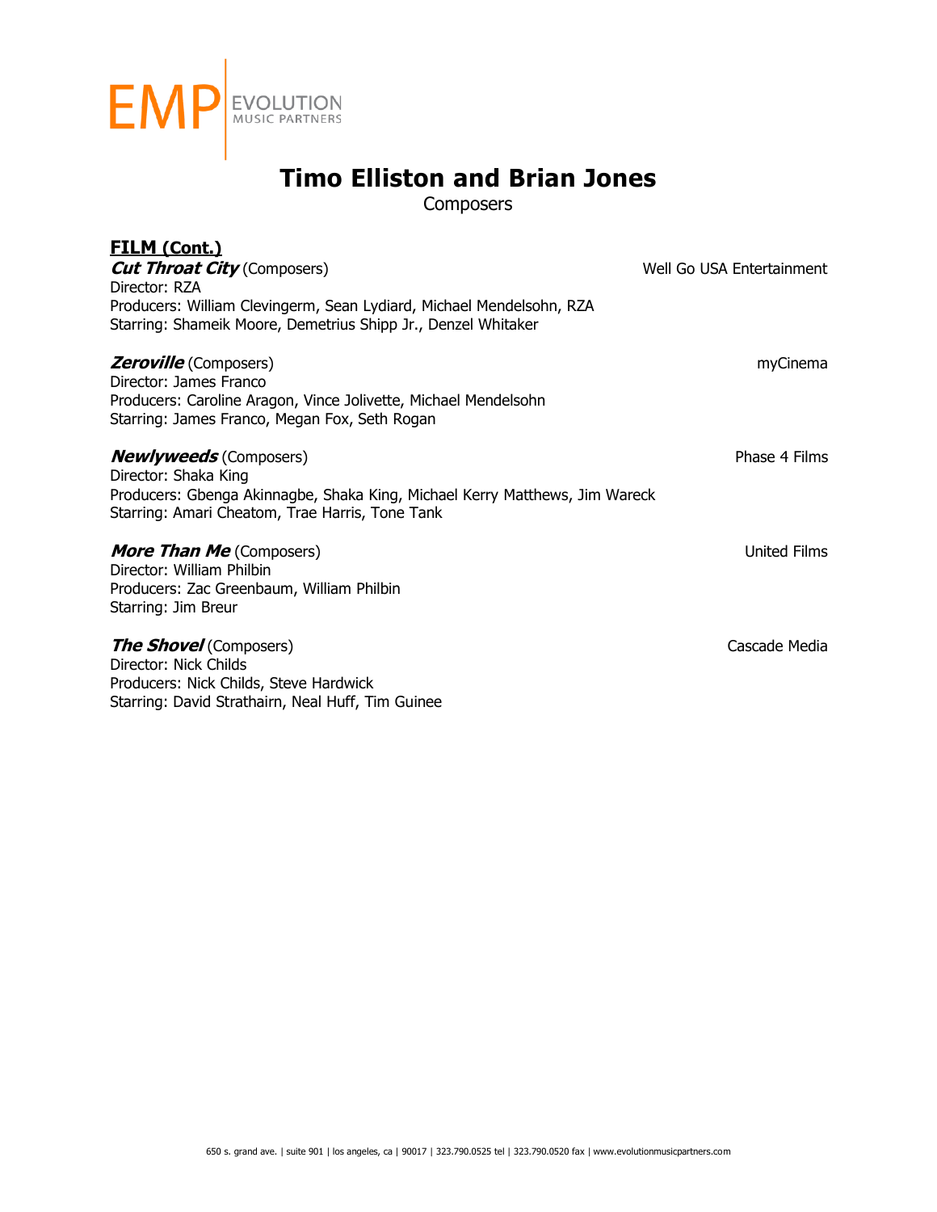# Timo Elliston and Brian Jones

Composers

**FILM (Cont.)**

***Cut Throat City*** (Composers) — Well Go USA Entertainment
Director: RZA
Producers: William Clevingerm, Sean Lydiard, Michael Mendelsohn, RZA
Starring: Shameik Moore, Demetrius Shipp Jr., Denzel Whitaker

***Zeroville*** (Composers) — myCinema
Director: James Franco
Producers: Caroline Aragon, Vince Jolivette, Michael Mendelsohn
Starring: James Franco, Megan Fox, Seth Rogan

***Newlyweeds*** (Composers) — Phase 4 Films
Director: Shaka King
Producers: Gbenga Akinnagbe, Shaka King, Michael Kerry Matthews, Jim Wareck
Starring: Amari Cheatom, Trae Harris, Tone Tank

***More Than Me*** (Composers) — United Films
Director: William Philbin
Producers: Zac Greenbaum, William Philbin
Starring: Jim Breur

***The Shovel*** (Composers) — Cascade Media
Director: Nick Childs
Producers: Nick Childs, Steve Hardwick
Starring: David Strathairn, Neal Huff, Tim Guinee